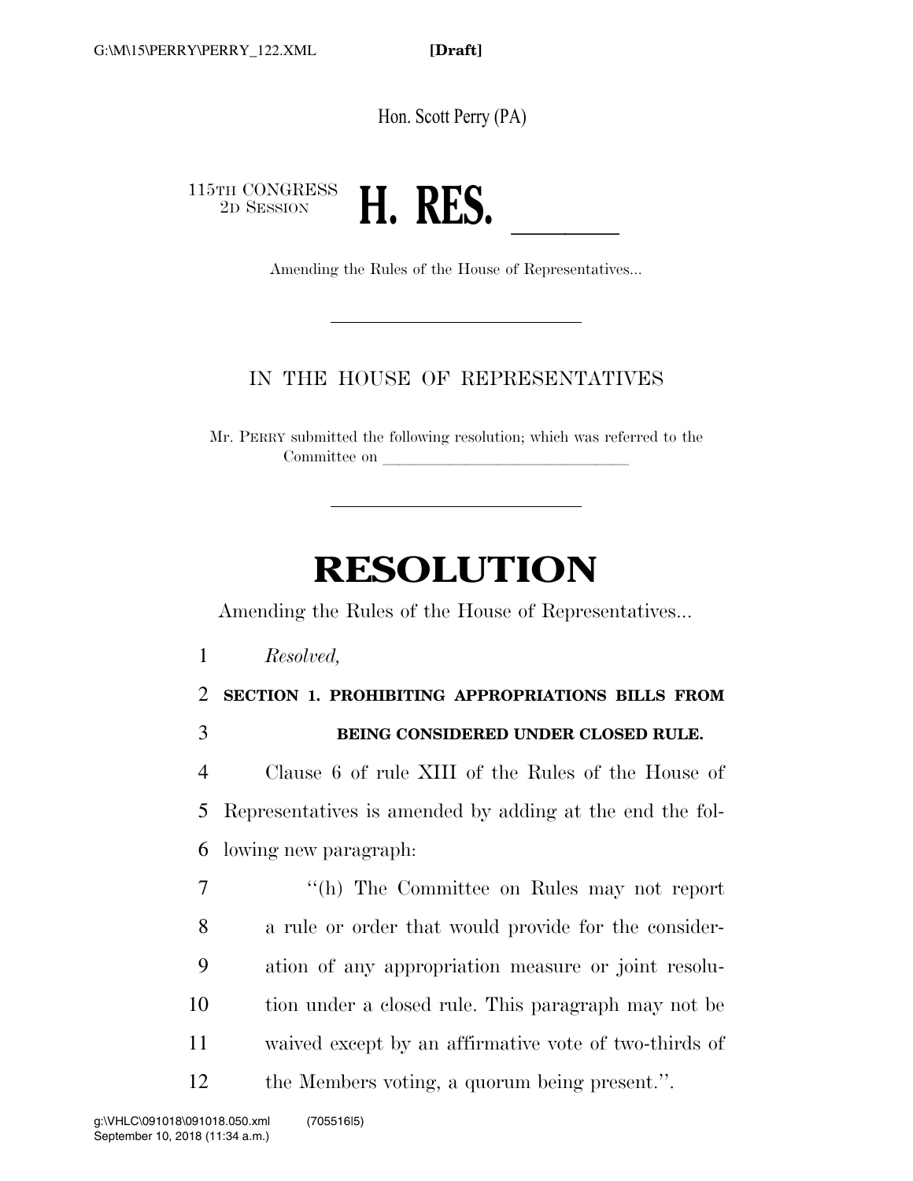Hon. Scott Perry (PA)

115TH CONGRESS
2D SESSION

# H. RES. \_\_\_\_\_\_

Amending the Rules of the House of Representatives...

IN THE HOUSE OF REPRESENTATIVES

Mr. PERRY submitted the following resolution; which was referred to the Committee on \_\_\_\_\_\_\_\_\_\_\_\_\_\_\_\_\_\_\_\_\_\_\_\_\_\_\_\_\_\_

# RESOLUTION

Amending the Rules of the House of Representatives...

1 *Resolved,*

2 **SECTION 1. PROHIBITING APPROPRIATIONS BILLS FROM**
3 **BEING CONSIDERED UNDER CLOSED RULE.**

4 Clause 6 of rule XIII of the Rules of the House of
5 Representatives is amended by adding at the end the fol-
6 lowing new paragraph:

7 ''(h) The Committee on Rules may not report
8 a rule or order that would provide for the consider-
9 ation of any appropriation measure or joint resolu-
10 tion under a closed rule. This paragraph may not be
11 waived except by an affirmative vote of two-thirds of
12 the Members voting, a quorum being present.''.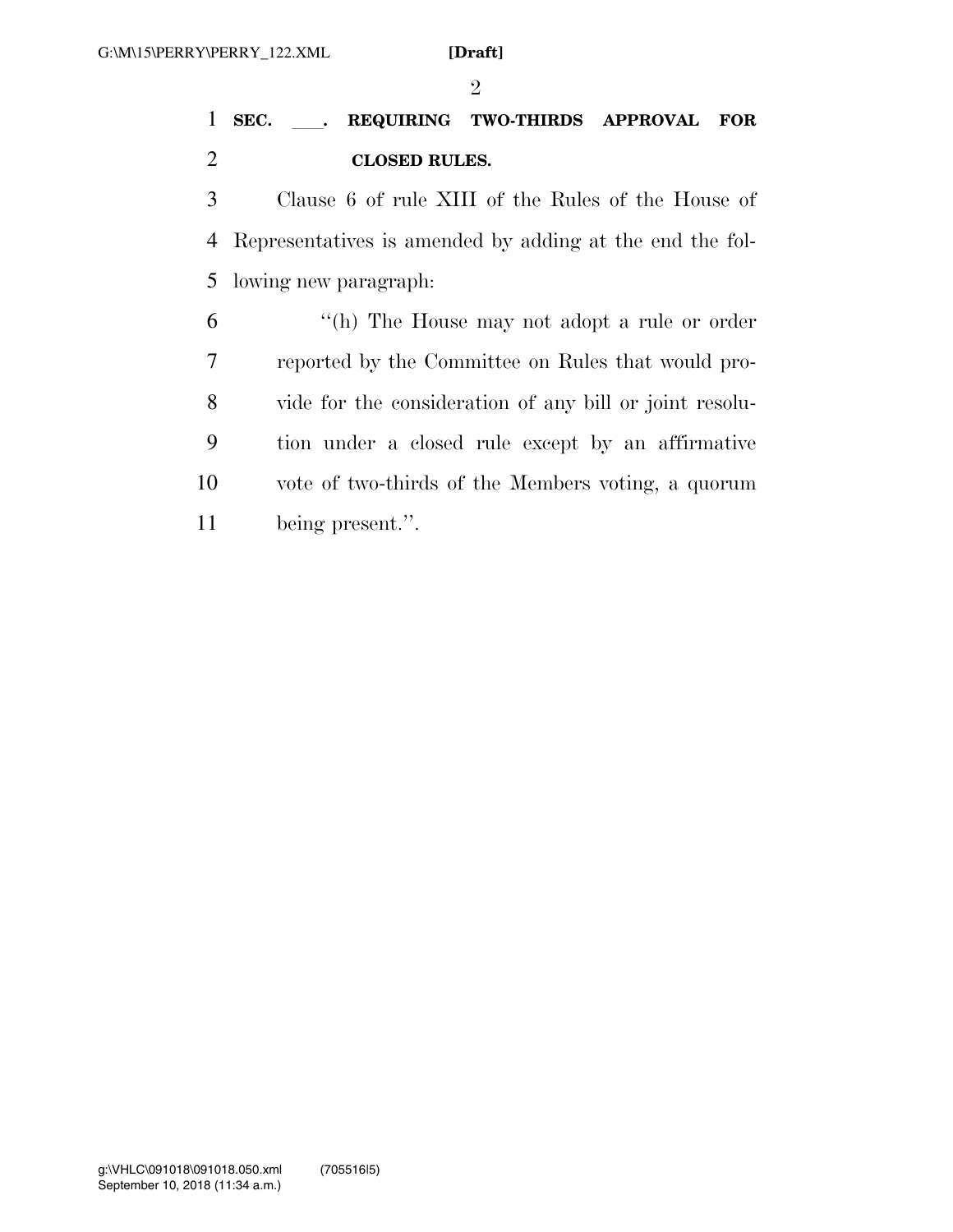**SEC. \_\_\_. REQUIRING TWO-THIRDS APPROVAL FOR CLOSED RULES.**

Clause 6 of rule XIII of the Rules of the House of Representatives is amended by adding at the end the following new paragraph:

"(h) The House may not adopt a rule or order reported by the Committee on Rules that would provide for the consideration of any bill or joint resolution under a closed rule except by an affirmative vote of two-thirds of the Members voting, a quorum being present.".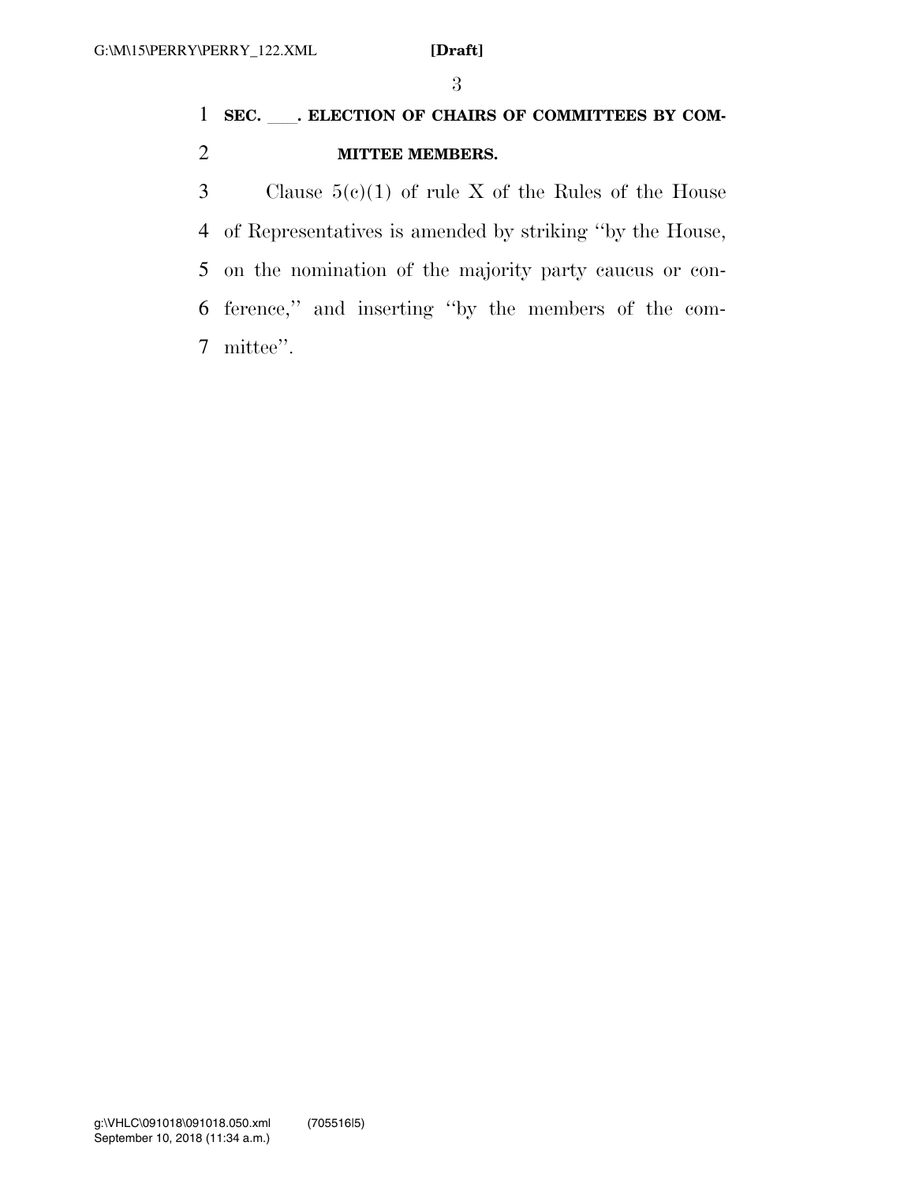**SEC. \_\_\_. ELECTION OF CHAIRS OF COMMITTEES BY COMMITTEE MEMBERS.**

Clause 5(c)(1) of rule X of the Rules of the House of Representatives is amended by striking ''by the House, on the nomination of the majority party caucus or conference,'' and inserting ''by the members of the committee''.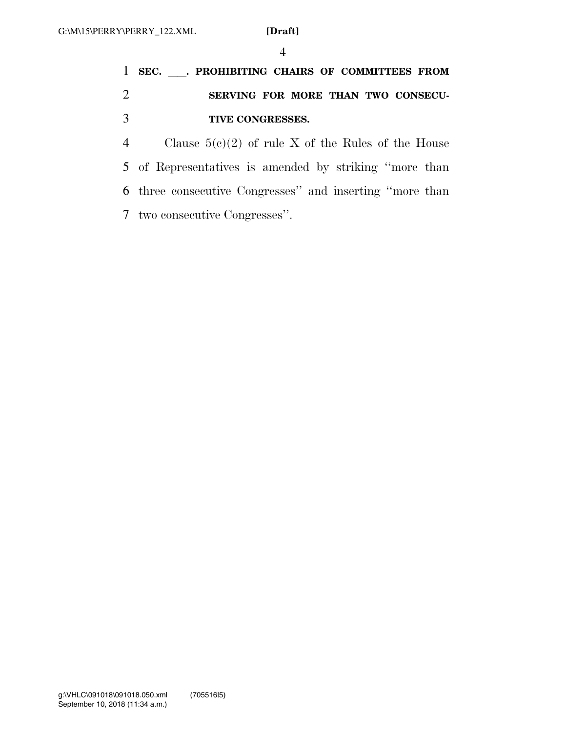**SEC. ___. PROHIBITING CHAIRS OF COMMITTEES FROM SERVING FOR MORE THAN TWO CONSECUTIVE CONGRESSES.**

Clause 5(c)(2) of rule X of the Rules of the House of Representatives is amended by striking ''more than three consecutive Congresses'' and inserting ''more than two consecutive Congresses''.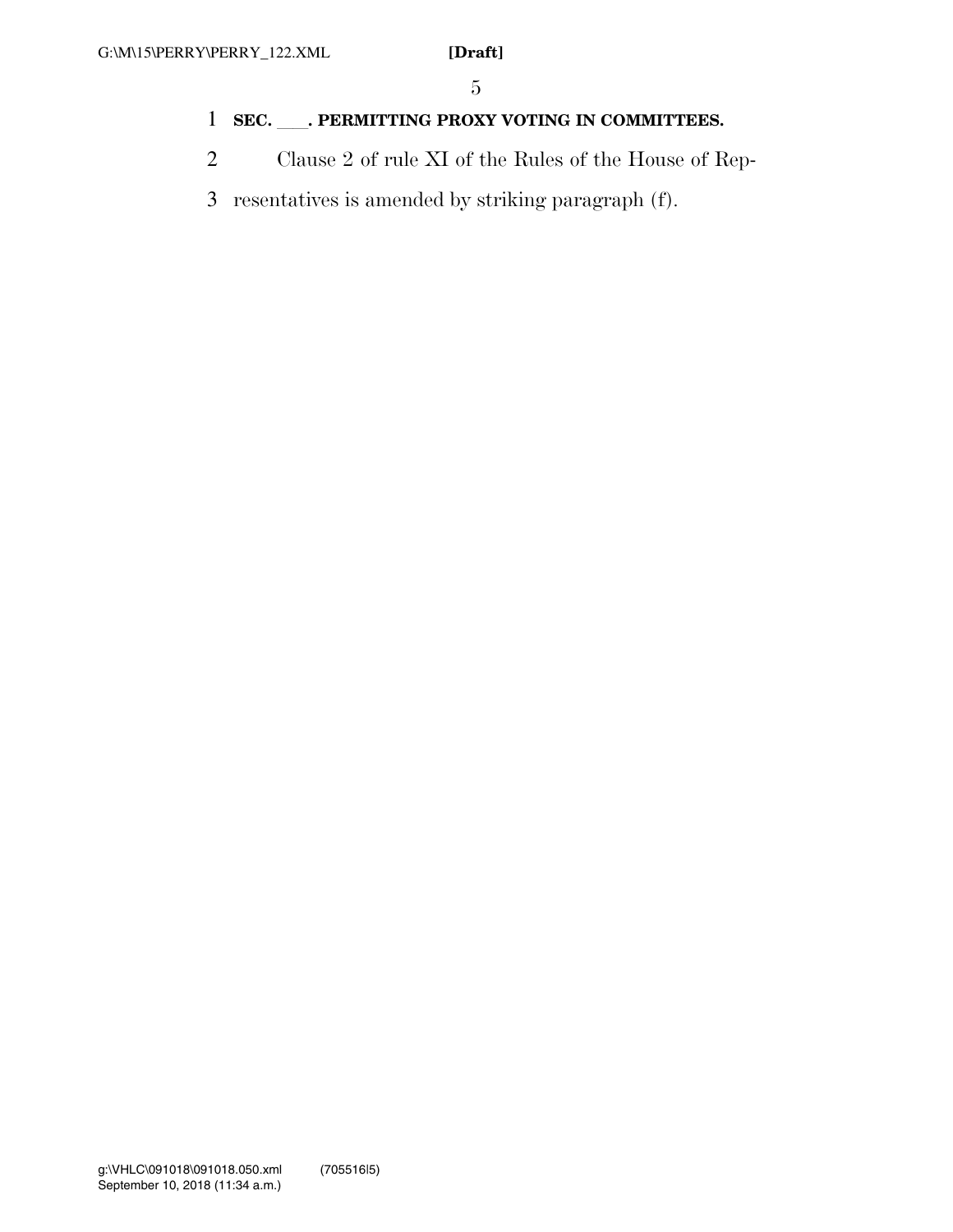**SEC. ___. PERMITTING PROXY VOTING IN COMMITTEES.**

Clause 2 of rule XI of the Rules of the House of Representatives is amended by striking paragraph (f).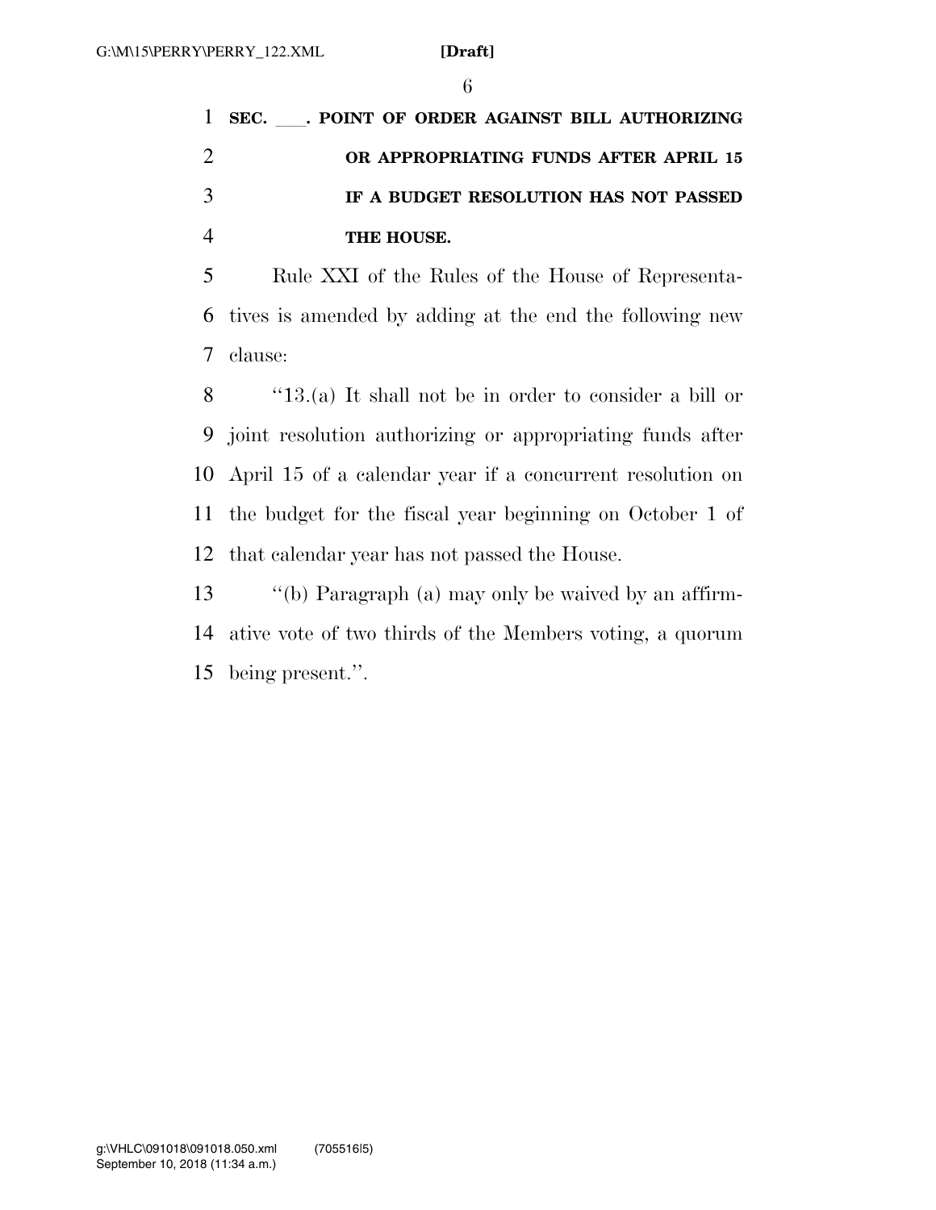**SEC. ___. POINT OF ORDER AGAINST BILL AUTHORIZING OR APPROPRIATING FUNDS AFTER APRIL 15 IF A BUDGET RESOLUTION HAS NOT PASSED THE HOUSE.**

Rule XXI of the Rules of the House of Representatives is amended by adding at the end the following new clause:

"13.(a) It shall not be in order to consider a bill or joint resolution authorizing or appropriating funds after April 15 of a calendar year if a concurrent resolution on the budget for the fiscal year beginning on October 1 of that calendar year has not passed the House.

"(b) Paragraph (a) may only be waived by an affirmative vote of two thirds of the Members voting, a quorum being present.".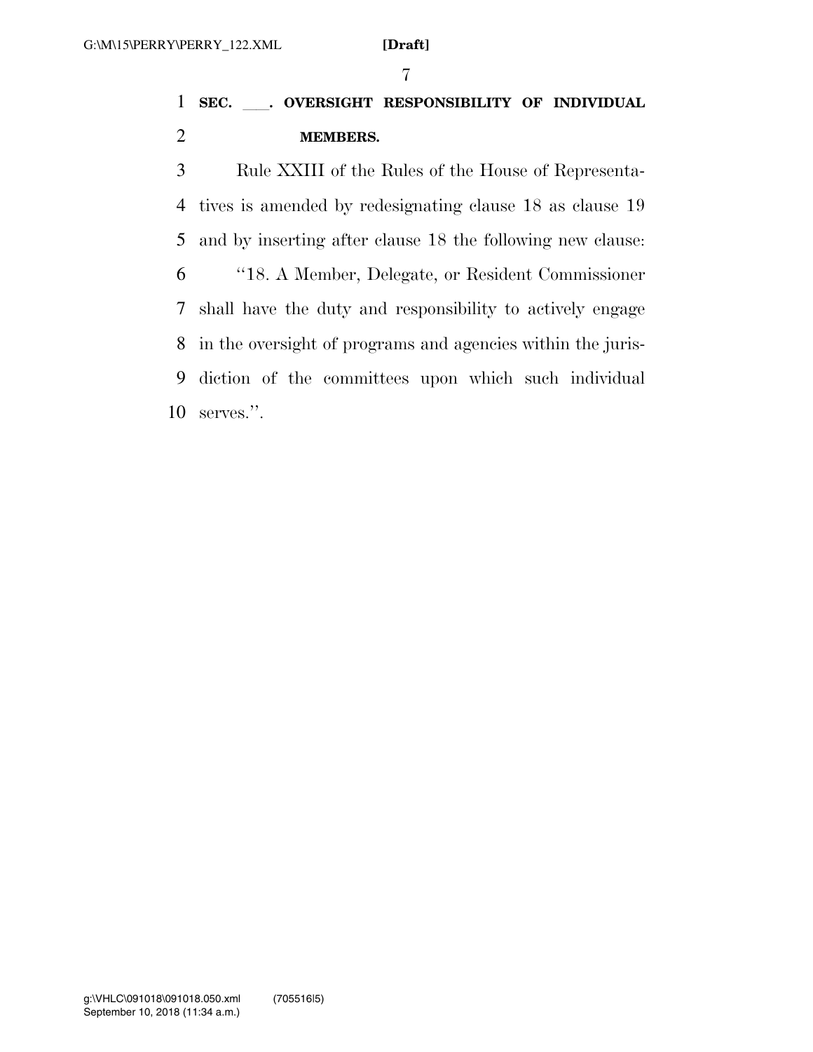**SEC. ___. OVERSIGHT RESPONSIBILITY OF INDIVIDUAL MEMBERS.**

Rule XXIII of the Rules of the House of Representatives is amended by redesignating clause 18 as clause 19 and by inserting after clause 18 the following new clause:

"18. A Member, Delegate, or Resident Commissioner shall have the duty and responsibility to actively engage in the oversight of programs and agencies within the jurisdiction of the committees upon which such individual serves.".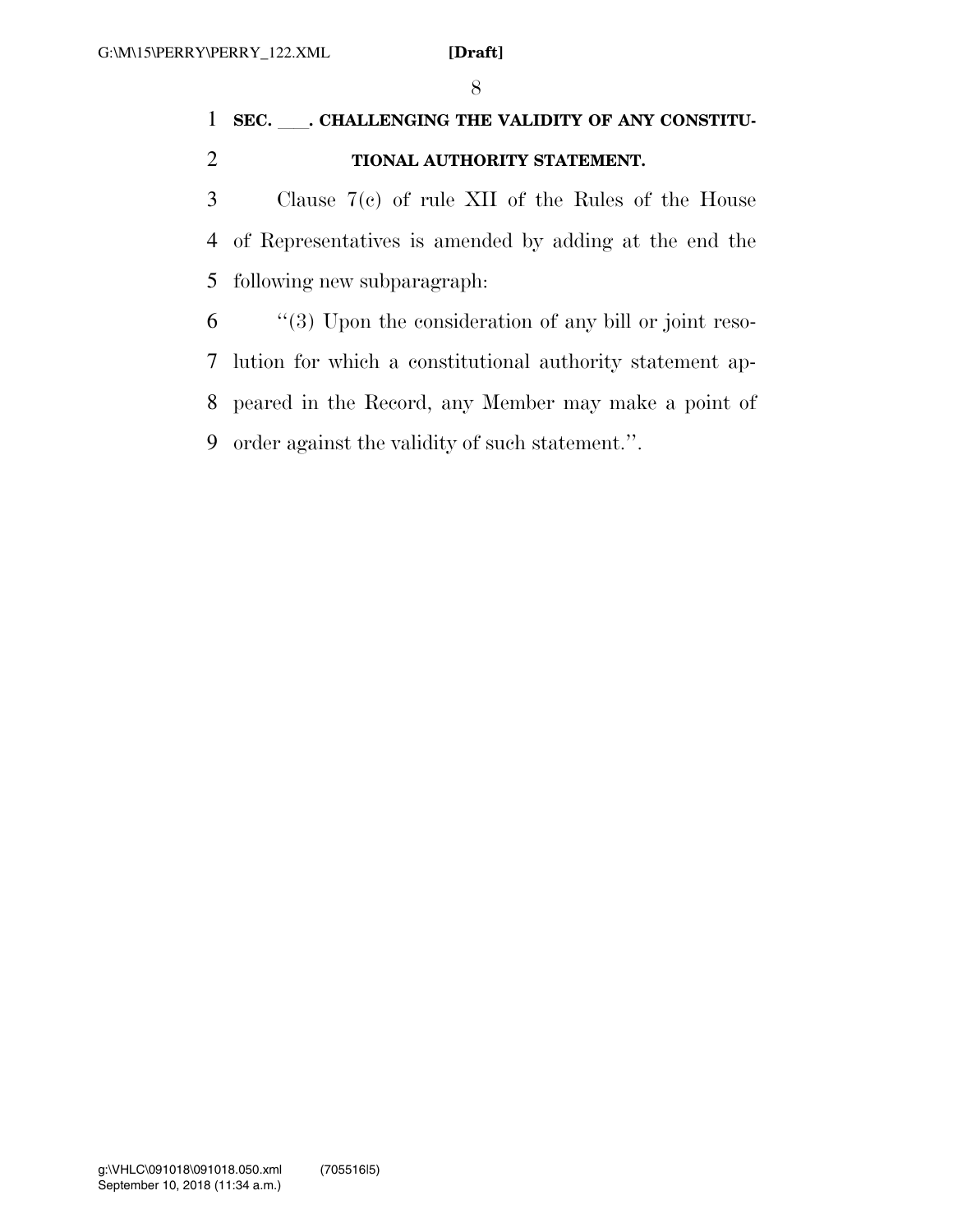**SEC. \_\_\_\_. CHALLENGING THE VALIDITY OF ANY CONSTITUTIONAL AUTHORITY STATEMENT.**

Clause 7(c) of rule XII of the Rules of the House of Representatives is amended by adding at the end the following new subparagraph:

"(3) Upon the consideration of any bill or joint resolution for which a constitutional authority statement appeared in the Record, any Member may make a point of order against the validity of such statement.".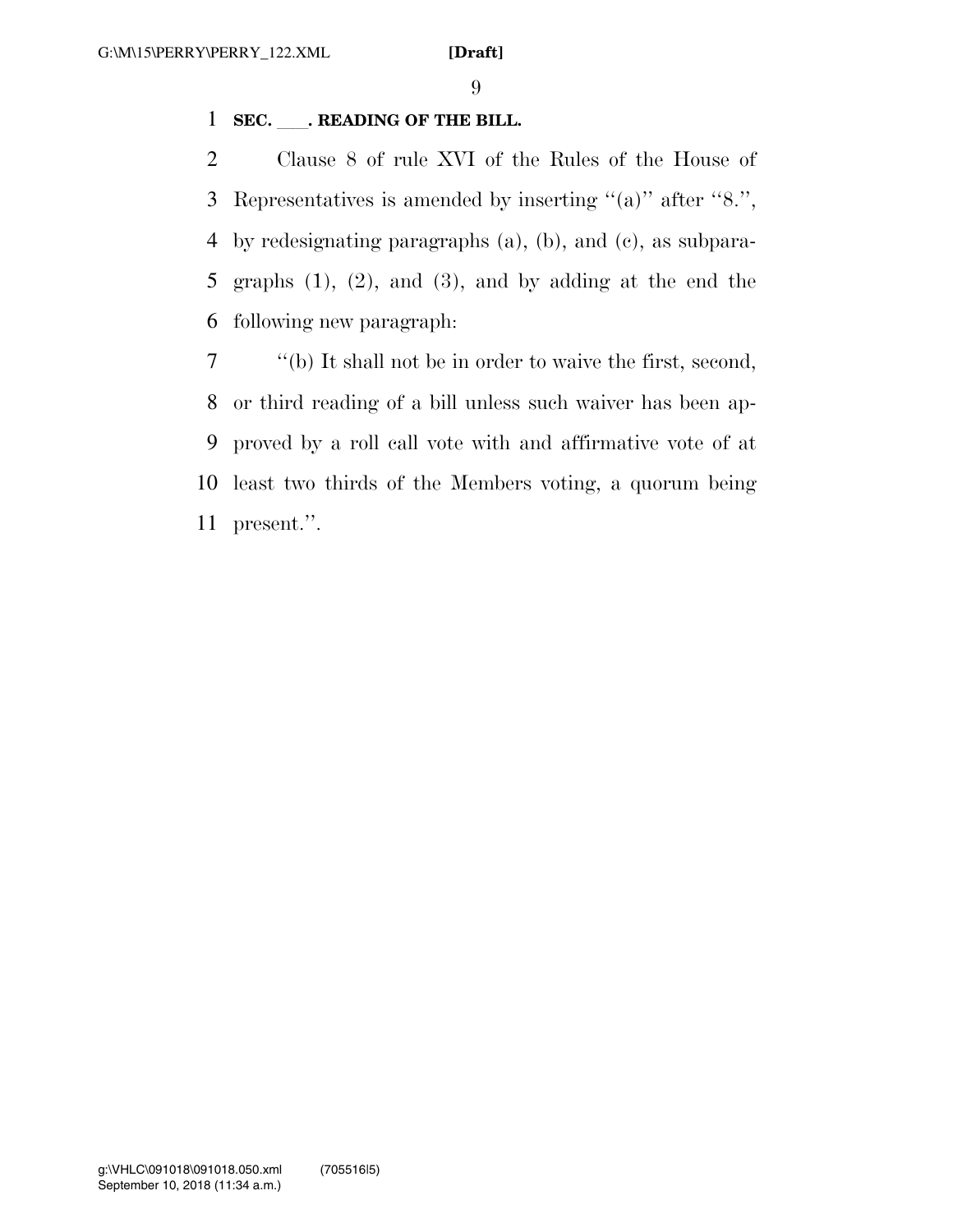**SEC. \_\_\_. READING OF THE BILL.**

Clause 8 of rule XVI of the Rules of the House of Representatives is amended by inserting ''(a)'' after ''8.'', by redesignating paragraphs (a), (b), and (c), as subparagraphs (1), (2), and (3), and by adding at the end the following new paragraph:

''(b) It shall not be in order to waive the first, second, or third reading of a bill unless such waiver has been approved by a roll call vote with and affirmative vote of at least two thirds of the Members voting, a quorum being present.''.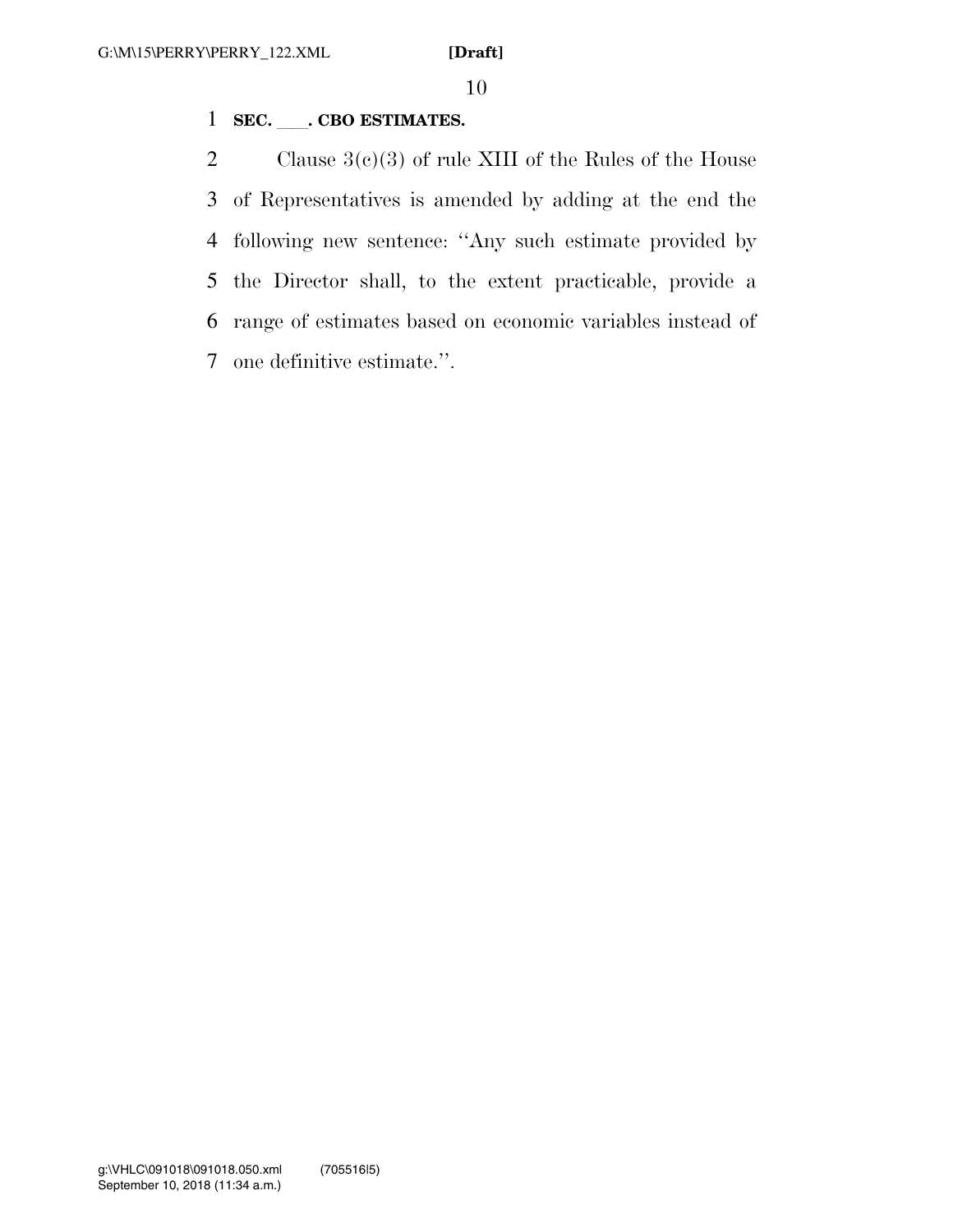**SEC. \_\_\_\_. CBO ESTIMATES.**

Clause 3(c)(3) of rule XIII of the Rules of the House of Representatives is amended by adding at the end the following new sentence: "Any such estimate provided by the Director shall, to the extent practicable, provide a range of estimates based on economic variables instead of one definitive estimate.".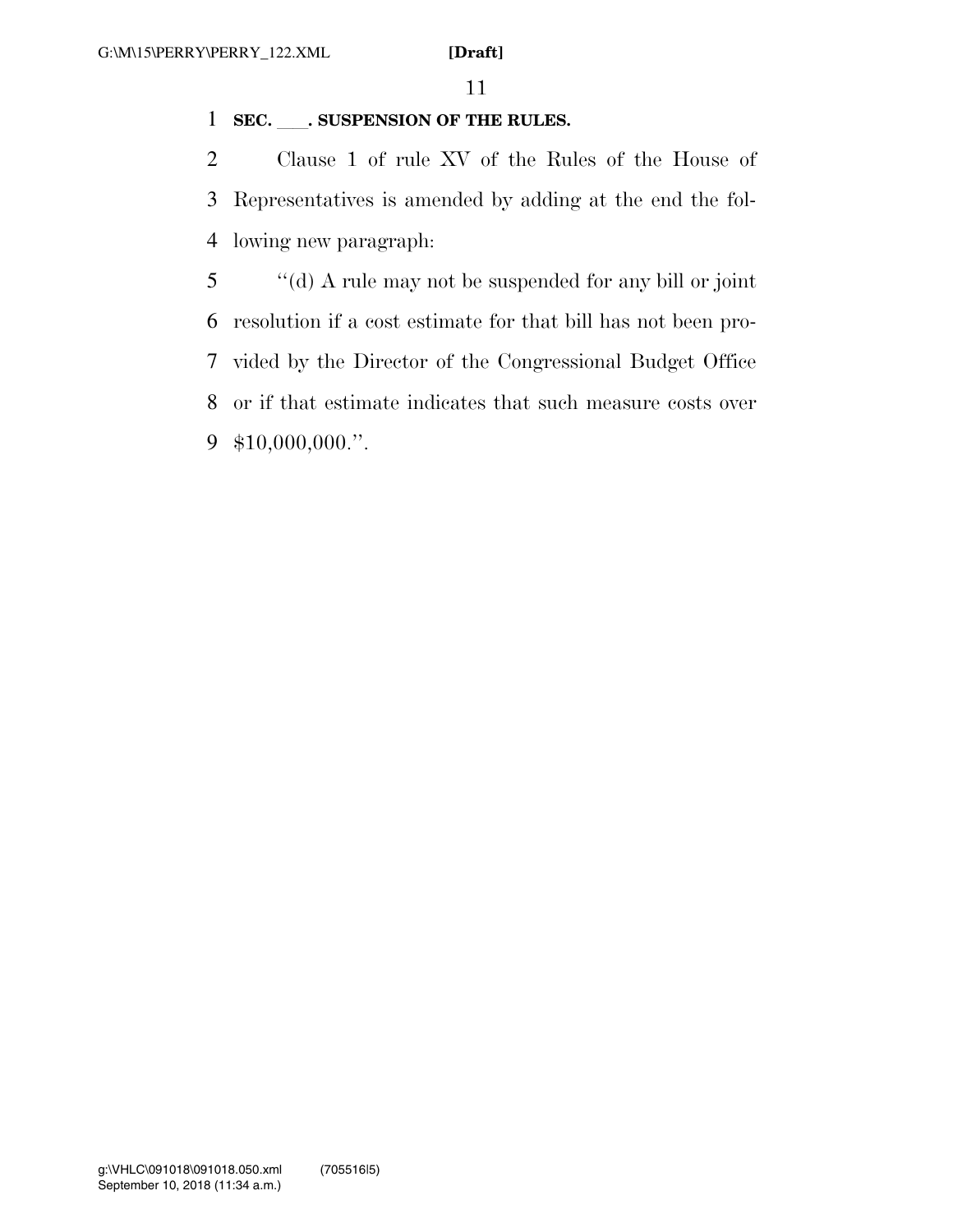**SEC. \_\_\_. SUSPENSION OF THE RULES.**

Clause 1 of rule XV of the Rules of the House of Representatives is amended by adding at the end the following new paragraph:

''(d) A rule may not be suspended for any bill or joint resolution if a cost estimate for that bill has not been provided by the Director of the Congressional Budget Office or if that estimate indicates that such measure costs over $10,000,000.''.